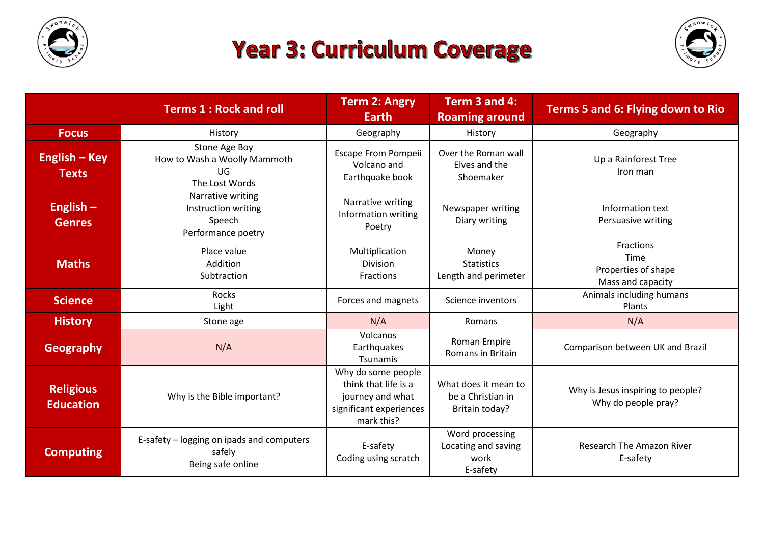# Year 3: Curriculum Coverage

| | Terms 1 : Rock and roll | Term 2: Angry Earth | Term 3 and 4: Roaming around | Terms 5 and 6: Flying down to Rio |
|---|---|---|---|---|
| **Focus** | History | Geography | History | Geography |
| **English – Key Texts** | Stone Age Boy<br>How to Wash a Woolly Mammoth<br>UG<br>The Lost Words | Escape From Pompeii<br>Volcano and Earthquake book | Over the Roman wall<br>Elves and the Shoemaker | Up a Rainforest Tree<br>Iron man |
| **English – Genres** | Narrative writing<br>Instruction writing<br>Speech<br>Performance poetry | Narrative writing<br>Information writing<br>Poetry | Newspaper writing<br>Diary writing | Information text<br>Persuasive writing |
| **Maths** | Place value<br>Addition<br>Subtraction | Multiplication<br>Division<br>Fractions | Money<br>Statistics<br>Length and perimeter | Fractions<br>Time<br>Properties of shape<br>Mass and capacity |
| **Science** | Rocks<br>Light | Forces and magnets | Science inventors | Animals including humans<br>Plants |
| **History** | Stone age | N/A | Romans | N/A |
| **Geography** | N/A | Volcanos<br>Earthquakes<br>Tsunamis | Roman Empire<br>Romans in Britain | Comparison between UK and Brazil |
| **Religious Education** | Why is the Bible important? | Why do some people think that life is a journey and what significant experiences mark this? | What does it mean to be a Christian in Britain today? | Why is Jesus inspiring to people?<br>Why do people pray? |
| **Computing** | E-safety – logging on ipads and computers safely<br>Being safe online | E-safety<br>Coding using scratch | Word processing<br>Locating and saving work<br>E-safety | Research The Amazon River<br>E-safety |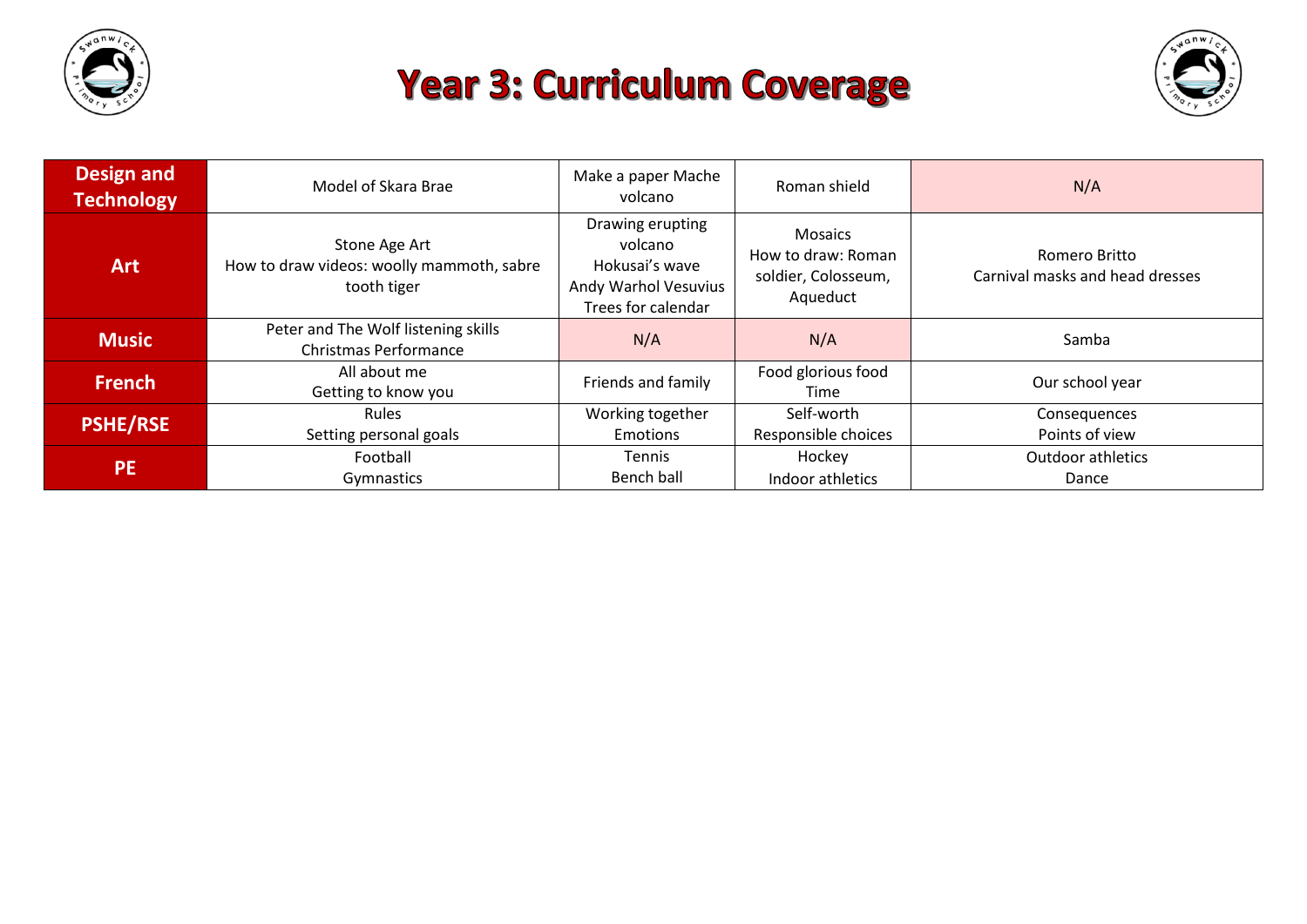# Year 3: Curriculum Coverage

| | | | | |
|---|---|---|---|---|
| **Design and Technology** | Model of Skara Brae | Make a paper Mache volcano | Roman shield | N/A |
| **Art** | Stone Age Art<br>How to draw videos: woolly mammoth, sabre tooth tiger | Drawing erupting volcano<br>Hokusai's wave<br>Andy Warhol Vesuvius<br>Trees for calendar | Mosaics<br>How to draw: Roman soldier, Colosseum, Aqueduct | Romero Britto<br>Carnival masks and head dresses |
| **Music** | Peter and The Wolf listening skills<br>Christmas Performance | N/A | N/A | Samba |
| **French** | All about me<br>Getting to know you | Friends and family | Food glorious food<br>Time | Our school year |
| **PSHE/RSE** | Rules<br>Setting personal goals | Working together<br>Emotions | Self-worth<br>Responsible choices | Consequences<br>Points of view |
| **PE** | Football<br>Gymnastics | Tennis<br>Bench ball | Hockey<br>Indoor athletics | Outdoor athletics<br>Dance |